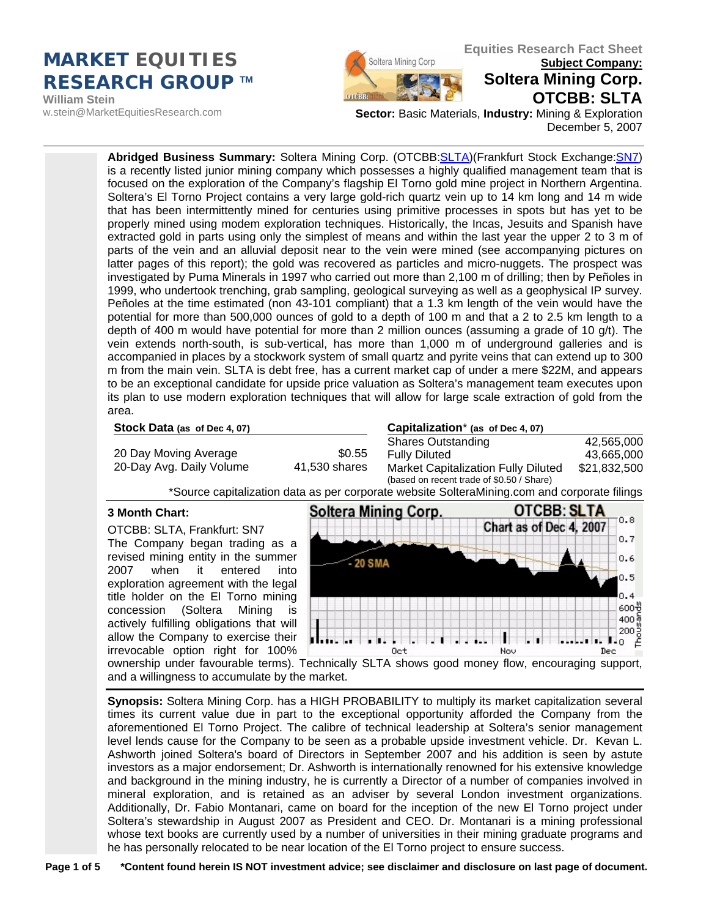# MARKET EQUITIES RESEARCH GROUP ™

**William Stein**
w.stein@MarketEquitiesResearch.com

## Equities Research Fact Sheet

**Subject Company:**

**Soltera Mining Corp.**
**OTCBB: SLTA**

**Sector:** Basic Materials, **Industry:** Mining & Exploration
December 5, 2007

**Abridged Business Summary:** Soltera Mining Corp. (OTCBB:SLTA)(Frankfurt Stock Exchange:SN7) is a recently listed junior mining company which possesses a highly qualified management team that is focused on the exploration of the Company's flagship El Torno gold mine project in Northern Argentina. Soltera's El Torno Project contains a very large gold-rich quartz vein up to 14 km long and 14 m wide that has been intermittently mined for centuries using primitive processes in spots but has yet to be properly mined using modem exploration techniques. Historically, the Incas, Jesuits and Spanish have extracted gold in parts using only the simplest of means and within the last year the upper 2 to 3 m of parts of the vein and an alluvial deposit near to the vein were mined (see accompanying pictures on latter pages of this report); the gold was recovered as particles and micro-nuggets. The prospect was investigated by Puma Minerals in 1997 who carried out more than 2,100 m of drilling; then by Peñoles in 1999, who undertook trenching, grab sampling, geological surveying as well as a geophysical IP survey. Peñoles at the time estimated (non 43-101 compliant) that a 1.3 km length of the vein would have the potential for more than 500,000 ounces of gold to a depth of 100 m and that a 2 to 2.5 km length to a depth of 400 m would have potential for more than 2 million ounces (assuming a grade of 10 g/t). The vein extends north-south, is sub-vertical, has more than 1,000 m of underground galleries and is accompanied in places by a stockwork system of small quartz and pyrite veins that can extend up to 300 m from the main vein. SLTA is debt free, has a current market cap of under a mere $22M, and appears to be an exceptional candidate for upside price valuation as Soltera's management team executes upon its plan to use modern exploration techniques that will allow for large scale extraction of gold from the area.

**Stock Data** (as of Dec 4, 07)

| | |
|---|---|
| 20 Day Moving Average | $0.55 |
| 20-Day Avg. Daily Volume | 41,530 shares |

**Capitalization*** (as of Dec 4, 07)

| | |
|---|---|
| Shares Outstanding | 42,565,000 |
| Fully Diluted | 43,665,000 |
| Market Capitalization Fully Diluted (based on recent trade of $0.50 / Share) | $21,832,500 |

*Source capitalization data as per corporate website SolteraMining.com and corporate filings

**3 Month Chart:**

OTCBB: SLTA, Frankfurt: SN7
The Company began trading as a revised mining entity in the summer 2007 when it entered into exploration agreement with the legal title holder on the El Torno mining concession (Soltera Mining is actively fulfilling obligations that will allow the Company to exercise their irrevocable option right for 100% ownership under favourable terms). Technically SLTA shows good money flow, encouraging support, and a willingness to accumulate by the market.

**Synopsis:** Soltera Mining Corp. has a HIGH PROBABILITY to multiply its market capitalization several times its current value due in part to the exceptional opportunity afforded the Company from the aforementioned El Torno Project. The calibre of technical leadership at Soltera's senior management level lends cause for the Company to be seen as a probable upside investment vehicle. Dr. Kevan L. Ashworth joined Soltera's board of Directors in September 2007 and his addition is seen by astute investors as a major endorsement; Dr. Ashworth is internationally renowned for his extensive knowledge and background in the mining industry, he is currently a Director of a number of companies involved in mineral exploration, and is retained as an adviser by several London investment organizations. Additionally, Dr. Fabio Montanari, came on board for the inception of the new El Torno project under Soltera's stewardship in August 2007 as President and CEO. Dr. Montanari is a mining professional whose text books are currently used by a number of universities in their mining graduate programs and he has personally relocated to be near location of the El Torno project to ensure success.

***Content found herein IS NOT investment advice; see disclaimer and disclosure on last page of document.**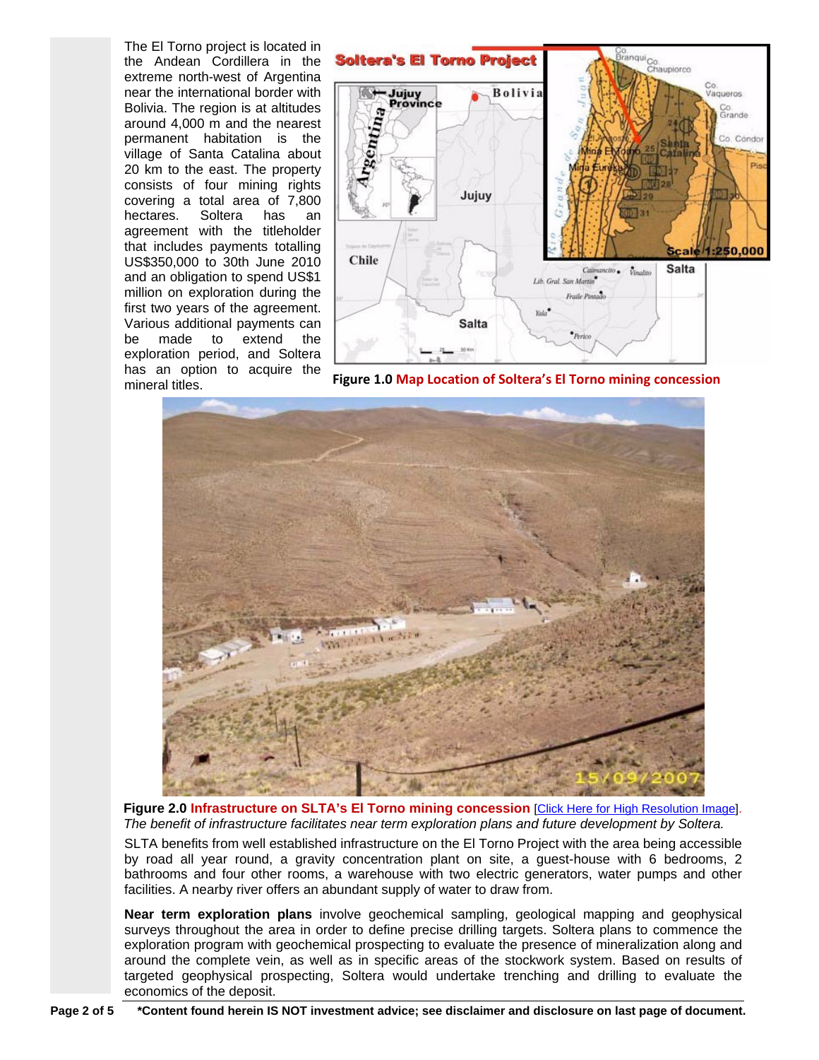The El Torno project is located in the Andean Cordillera in the extreme north-west of Argentina near the international border with Bolivia. The region is at altitudes around 4,000 m and the nearest permanent habitation is the village of Santa Catalina about 20 km to the east. The property consists of four mining rights covering a total area of 7,800 hectares. Soltera has an agreement with the titleholder that includes payments totalling US$350,000 to 30th June 2010 and an obligation to spend US$1 million on exploration during the first two years of the agreement. Various additional payments can be made to extend the exploration period, and Soltera has an option to acquire the mineral titles.

**Figure 1.0** **Map Location of Soltera's El Torno mining concession**

**Figure 2.0** **Infrastructure on SLTA's El Torno mining concession** [Click Here for High Resolution Image].
*The benefit of infrastructure facilitates near term exploration plans and future development by Soltera.*

SLTA benefits from well established infrastructure on the El Torno Project with the area being accessible by road all year round, a gravity concentration plant on site, a guest-house with 6 bedrooms, 2 bathrooms and four other rooms, a warehouse with two electric generators, water pumps and other facilities. A nearby river offers an abundant supply of water to draw from.

**Near term exploration plans** involve geochemical sampling, geological mapping and geophysical surveys throughout the area in order to define precise drilling targets. Soltera plans to commence the exploration program with geochemical prospecting to evaluate the presence of mineralization along and around the complete vein, as well as in specific areas of the stockwork system. Based on results of targeted geophysical prospecting, Soltera would undertake trenching and drilling to evaluate the economics of the deposit.

***Content found herein IS NOT investment advice; see disclaimer and disclosure on last page of document.**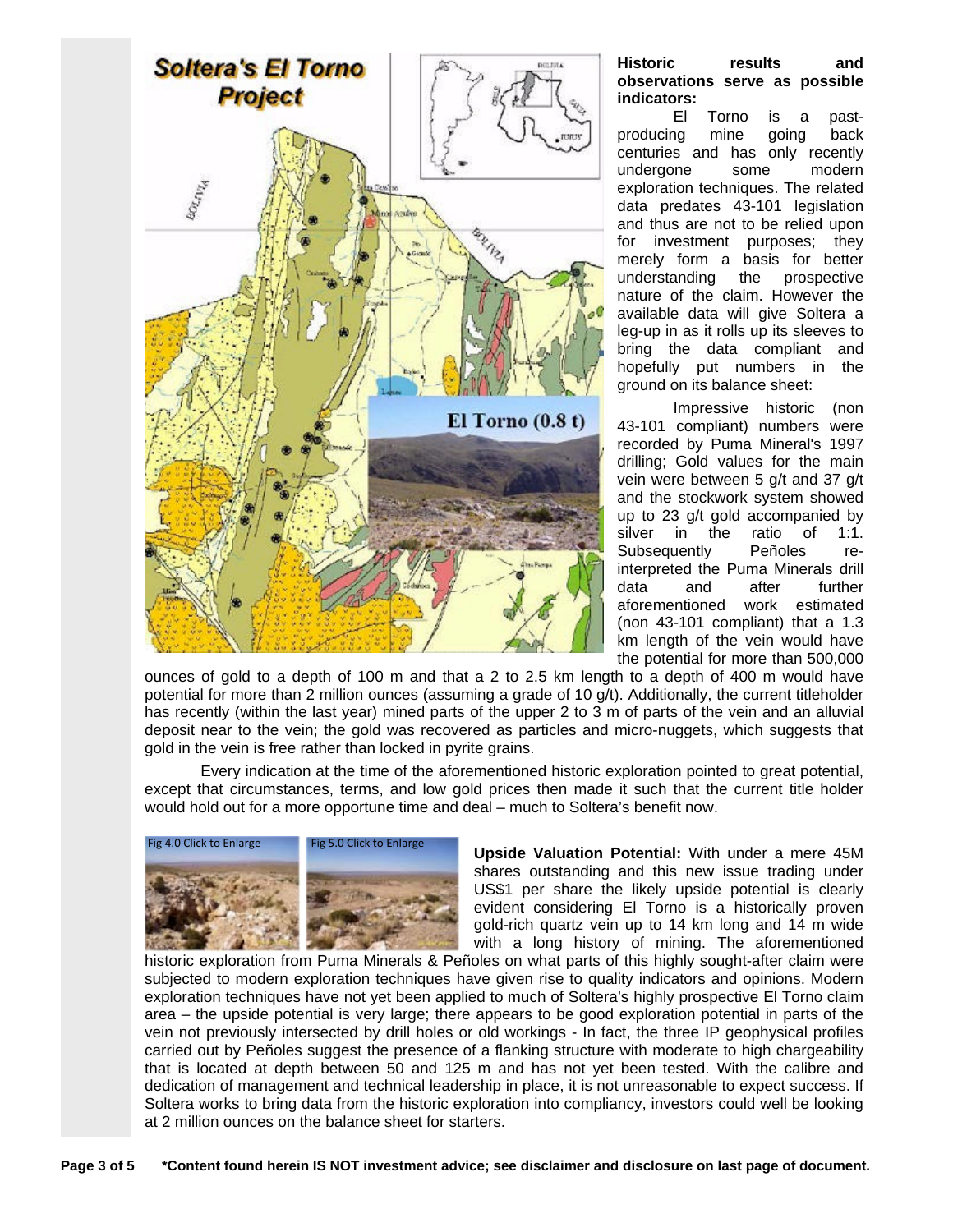## Soltera's El Torno Project

**Historic results and observations serve as possible indicators:**

El Torno is a past-producing mine going back centuries and has only recently undergone some modern exploration techniques. The related data predates 43-101 legislation and thus are not to be relied upon for investment purposes; they merely form a basis for better understanding the prospective nature of the claim. However the available data will give Soltera a leg-up in as it rolls up its sleeves to bring the data compliant and hopefully put numbers in the ground on its balance sheet:

Impressive historic (non 43-101 compliant) numbers were recorded by Puma Mineral's 1997 drilling; Gold values for the main vein were between 5 g/t and 37 g/t and the stockwork system showed up to 23 g/t gold accompanied by silver in the ratio of 1:1. Subsequently Peñoles re-interpreted the Puma Minerals drill data and after further aforementioned work estimated (non 43-101 compliant) that a 1.3 km length of the vein would have the potential for more than 500,000 ounces of gold to a depth of 100 m and that a 2 to 2.5 km length to a depth of 400 m would have potential for more than 2 million ounces (assuming a grade of 10 g/t). Additionally, the current titleholder has recently (within the last year) mined parts of the upper 2 to 3 m of parts of the vein and an alluvial deposit near to the vein; the gold was recovered as particles and micro-nuggets, which suggests that gold in the vein is free rather than locked in pyrite grains.

Every indication at the time of the aforementioned historic exploration pointed to great potential, except that circumstances, terms, and low gold prices then made it such that the current title holder would hold out for a more opportune time and deal – much to Soltera's benefit now.

Fig 4.0 Click to Enlarge

Fig 5.0 Click to Enlarge

**Upside Valuation Potential:** With under a mere 45M shares outstanding and this new issue trading under US$1 per share the likely upside potential is clearly evident considering El Torno is a historically proven gold-rich quartz vein up to 14 km long and 14 m wide with a long history of mining. The aforementioned historic exploration from Puma Minerals & Peñoles on what parts of this highly sought-after claim were subjected to modern exploration techniques have given rise to quality indicators and opinions. Modern exploration techniques have not yet been applied to much of Soltera's highly prospective El Torno claim area – the upside potential is very large; there appears to be good exploration potential in parts of the vein not previously intersected by drill holes or old workings - In fact, the three IP geophysical profiles carried out by Peñoles suggest the presence of a flanking structure with moderate to high chargeability that is located at depth between 50 and 125 m and has not yet been tested. With the calibre and dedication of management and technical leadership in place, it is not unreasonable to expect success. If Soltera works to bring data from the historic exploration into compliancy, investors could well be looking at 2 million ounces on the balance sheet for starters.

**\*Content found herein IS NOT investment advice; see disclaimer and disclosure on last page of document.**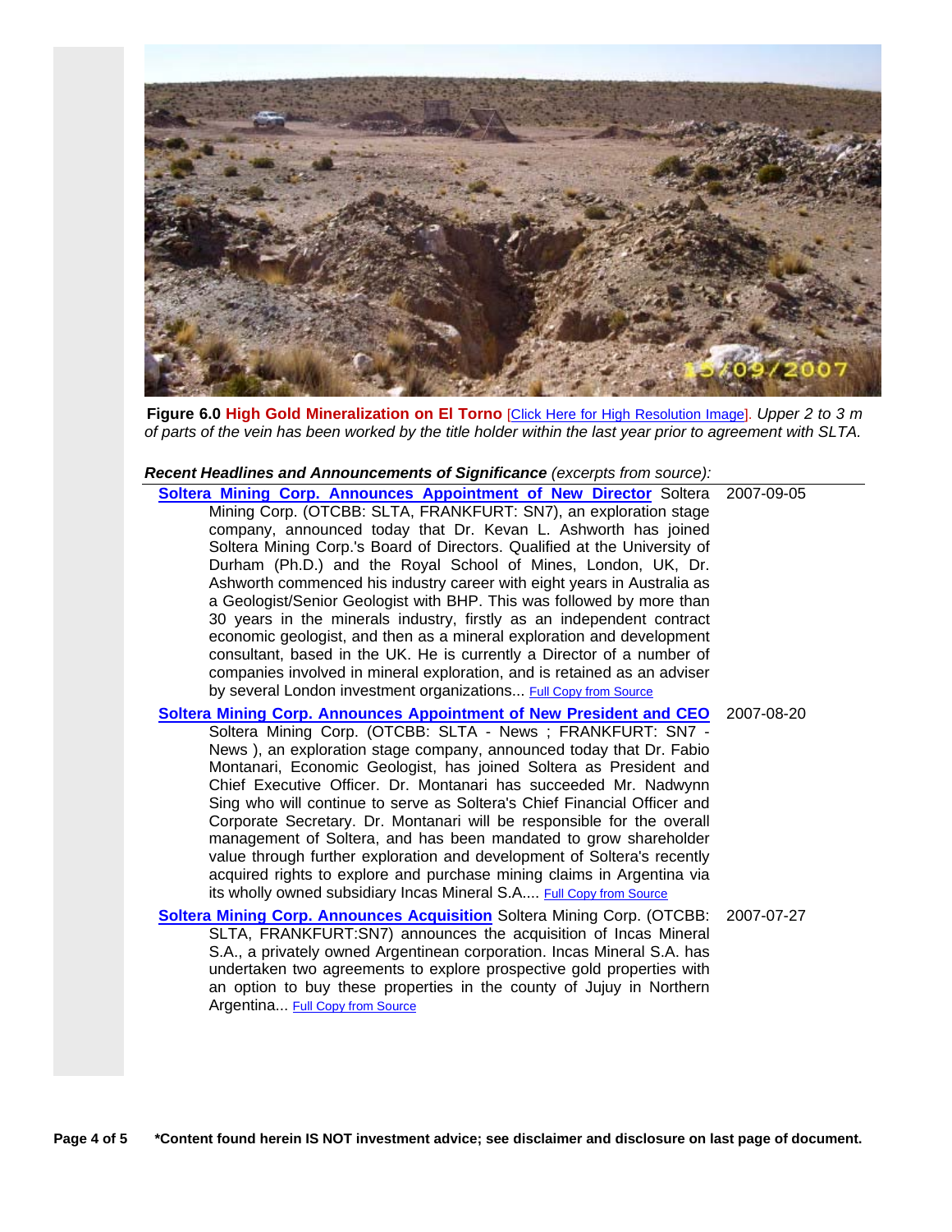**Figure 6.0** **High Gold Mineralization on El Torno** [Click Here for High Resolution Image]. *Upper 2 to 3 m of parts of the vein has been worked by the title holder within the last year prior to agreement with SLTA.*

***Recent Headlines and Announcements of Significance*** *(excerpts from source):*

| | |
|---|---|
| **Soltera Mining Corp. Announces Appointment of New Director** Soltera Mining Corp. (OTCBB: SLTA, FRANKFURT: SN7), an exploration stage company, announced today that Dr. Kevan L. Ashworth has joined Soltera Mining Corp.'s Board of Directors. Qualified at the University of Durham (Ph.D.) and the Royal School of Mines, London, UK, Dr. Ashworth commenced his industry career with eight years in Australia as a Geologist/Senior Geologist with BHP. This was followed by more than 30 years in the minerals industry, firstly as an independent contract economic geologist, and then as a mineral exploration and development consultant, based in the UK. He is currently a Director of a number of companies involved in mineral exploration, and is retained as an adviser by several London investment organizations... Full Copy from Source | 2007-09-05 |
| **Soltera Mining Corp. Announces Appointment of New President and CEO** Soltera Mining Corp. (OTCBB: SLTA - News ; FRANKFURT: SN7 - News ), an exploration stage company, announced today that Dr. Fabio Montanari, Economic Geologist, has joined Soltera as President and Chief Executive Officer. Dr. Montanari has succeeded Mr. Nadwynn Sing who will continue to serve as Soltera's Chief Financial Officer and Corporate Secretary. Dr. Montanari will be responsible for the overall management of Soltera, and has been mandated to grow shareholder value through further exploration and development of Soltera's recently acquired rights to explore and purchase mining claims in Argentina via its wholly owned subsidiary Incas Mineral S.A.... Full Copy from Source | 2007-08-20 |
| **Soltera Mining Corp. Announces Acquisition** Soltera Mining Corp. (OTCBB: SLTA, FRANKFURT:SN7) announces the acquisition of Incas Mineral S.A., a privately owned Argentinean corporation. Incas Mineral S.A. has undertaken two agreements to explore prospective gold properties with an option to buy these properties in the county of Jujuy in Northern Argentina... Full Copy from Source | 2007-07-27 |

**\*Content found herein IS NOT investment advice; see disclaimer and disclosure on last page of document.**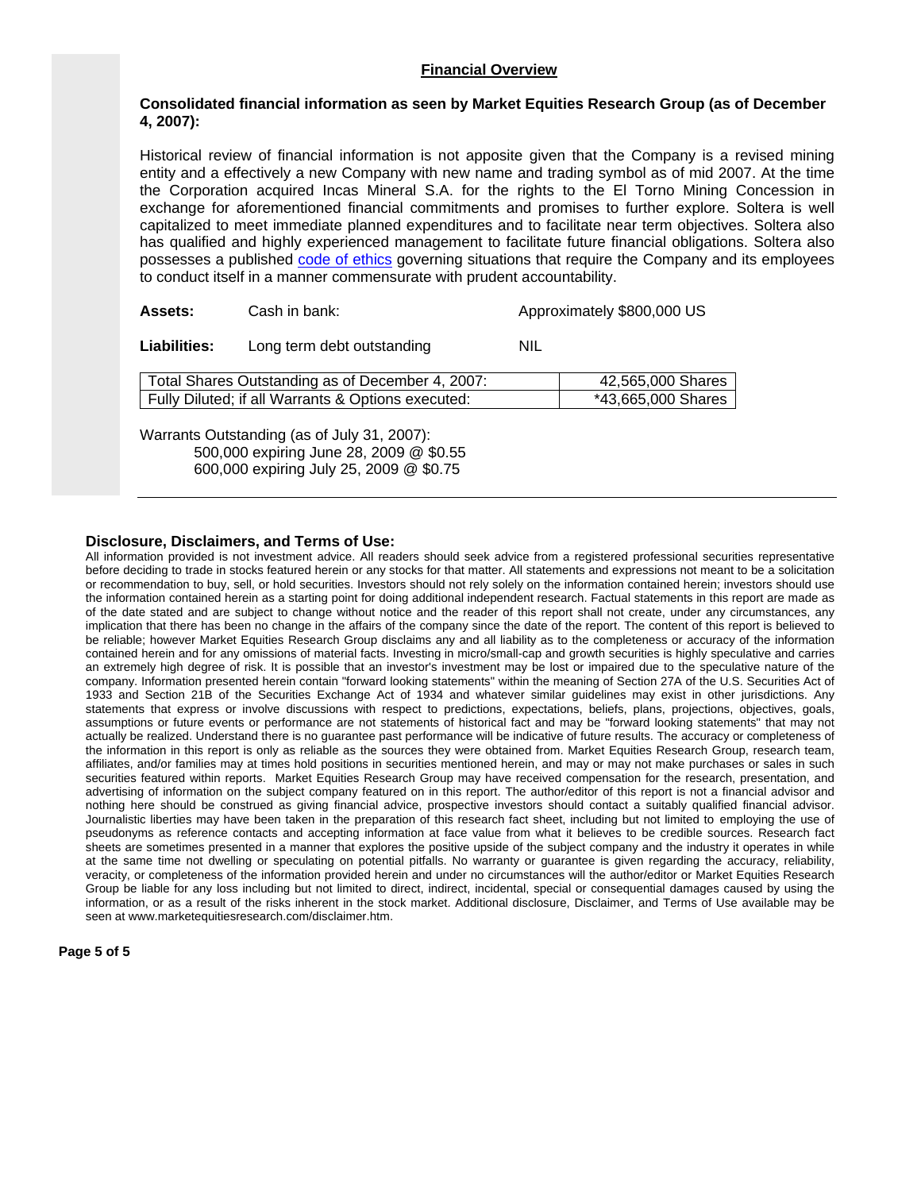## Financial Overview

**Consolidated financial information as seen by Market Equities Research Group (as of December 4, 2007):**

Historical review of financial information is not apposite given that the Company is a revised mining entity and a effectively a new Company with new name and trading symbol as of mid 2007. At the time the Corporation acquired Incas Mineral S.A. for the rights to the El Torno Mining Concession in exchange for aforementioned financial commitments and promises to further explore. Soltera is well capitalized to meet immediate planned expenditures and to facilitate near term objectives. Soltera also has qualified and highly experienced management to facilitate future financial obligations. Soltera also possesses a published code of ethics governing situations that require the Company and its employees to conduct itself in a manner commensurate with prudent accountability.

| | | |
|---|---|---|
| **Assets:** | Cash in bank: | Approximately $800,000 US |
| **Liabilities:** | Long term debt outstanding | NIL |

| | |
|---|---|
| Total Shares Outstanding as of December 4, 2007: | 42,565,000 Shares |
| Fully Diluted; if all Warrants & Options executed: | *43,665,000 Shares |

Warrants Outstanding (as of July 31, 2007):

500,000 expiring June 28, 2009 @ $0.55

600,000 expiring July 25, 2009 @ $0.75

---

### Disclosure, Disclaimers, and Terms of Use:

All information provided is not investment advice. All readers should seek advice from a registered professional securities representative before deciding to trade in stocks featured herein or any stocks for that matter. All statements and expressions not meant to be a solicitation or recommendation to buy, sell, or hold securities. Investors should not rely solely on the information contained herein; investors should use the information contained herein as a starting point for doing additional independent research. Factual statements in this report are made as of the date stated and are subject to change without notice and the reader of this report shall not create, under any circumstances, any implication that there has been no change in the affairs of the company since the date of the report. The content of this report is believed to be reliable; however Market Equities Research Group disclaims any and all liability as to the completeness or accuracy of the information contained herein and for any omissions of material facts. Investing in micro/small-cap and growth securities is highly speculative and carries an extremely high degree of risk. It is possible that an investor's investment may be lost or impaired due to the speculative nature of the company. Information presented herein contain "forward looking statements" within the meaning of Section 27A of the U.S. Securities Act of 1933 and Section 21B of the Securities Exchange Act of 1934 and whatever similar guidelines may exist in other jurisdictions. Any statements that express or involve discussions with respect to predictions, expectations, beliefs, plans, projections, objectives, goals, assumptions or future events or performance are not statements of historical fact and may be "forward looking statements" that may not actually be realized. Understand there is no guarantee past performance will be indicative of future results. The accuracy or completeness of the information in this report is only as reliable as the sources they were obtained from. Market Equities Research Group, research team, affiliates, and/or families may at times hold positions in securities mentioned herein, and may or may not make purchases or sales in such securities featured within reports. Market Equities Research Group may have received compensation for the research, presentation, and advertising of information on the subject company featured on in this report. The author/editor of this report is not a financial advisor and nothing here should be construed as giving financial advice, prospective investors should contact a suitably qualified financial advisor. Journalistic liberties may have been taken in the preparation of this research fact sheet, including but not limited to employing the use of pseudonyms as reference contacts and accepting information at face value from what it believes to be credible sources. Research fact sheets are sometimes presented in a manner that explores the positive upside of the subject company and the industry it operates in while at the same time not dwelling or speculating on potential pitfalls. No warranty or guarantee is given regarding the accuracy, reliability, veracity, or completeness of the information provided herein and under no circumstances will the author/editor or Market Equities Research Group be liable for any loss including but not limited to direct, indirect, incidental, special or consequential damages caused by using the information, or as a result of the risks inherent in the stock market. Additional disclosure, Disclaimer, and Terms of Use available may be seen at www.marketequitiesresearch.com/disclaimer.htm.